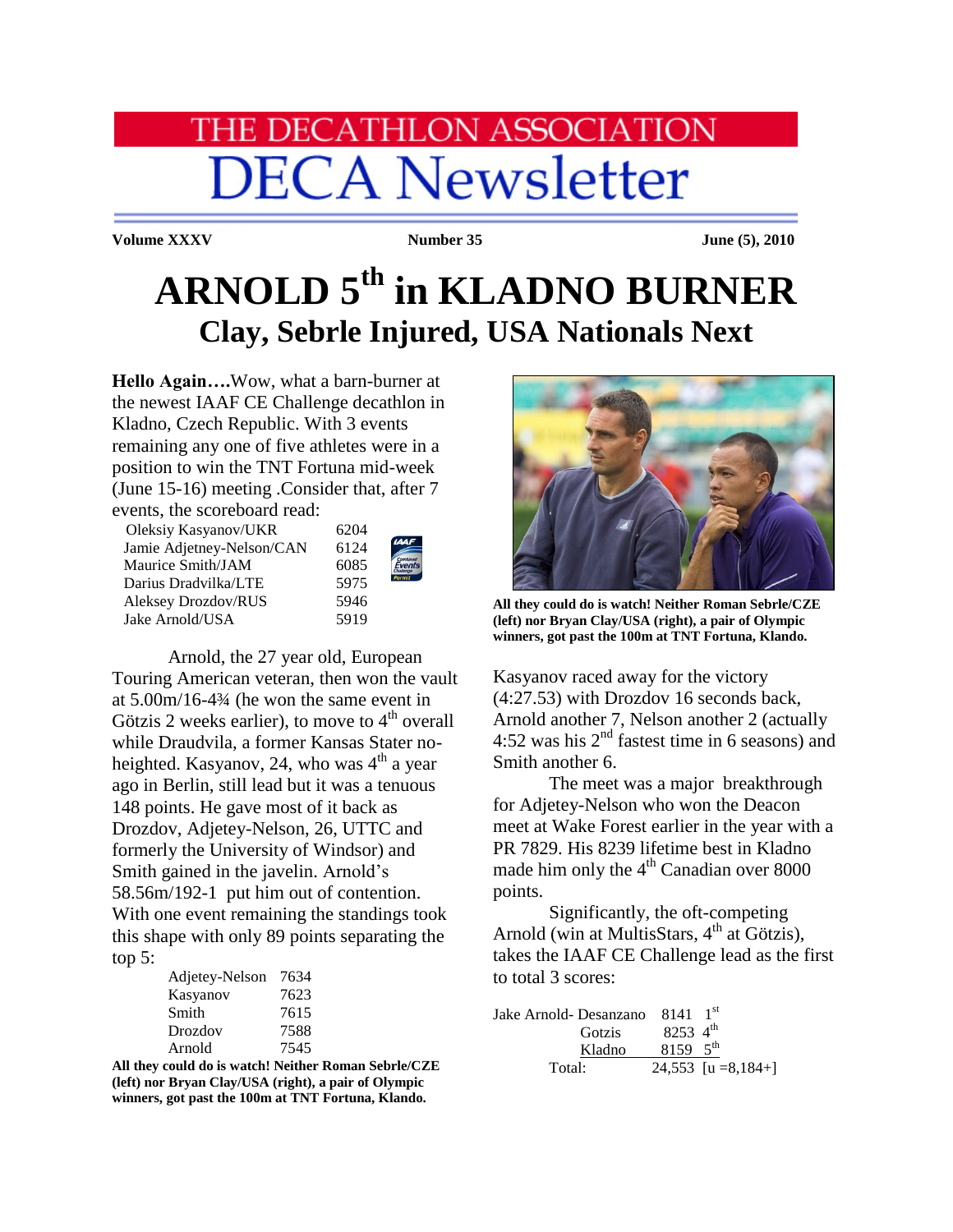# THE DECATHLON ASSOCIATION

# DECA Newsletter

**Volume XXXV** **Number 35** **June (5), 2010**

# ARNOLD 5th in KLADNO BURNER

## Clay, Sebrle Injured, USA Nationals Next

**Hello Again….**Wow, what a barn-burner at the newest IAAF CE Challenge decathlon in Kladno, Czech Republic. With 3 events remaining any one of five athletes were in a position to win the TNT Fortuna mid-week (June 15-16) meeting .Consider that, after 7 events, the scoreboard read:

| | |
|---|---|
| Oleksiy Kasyanov/UKR | 6204 |
| Jamie Adjetney-Nelson/CAN | 6124 |
| Maurice Smith/JAM | 6085 |
| Darius Dradvilka/LTE | 5975 |
| Aleksey Drozdov/RUS | 5946 |
| Jake Arnold/USA | 5919 |

Arnold, the 27 year old, European Touring American veteran, then won the vault at 5.00m/16-4¾ (he won the same event in Götzis 2 weeks earlier), to move to 4th overall while Draudvila, a former Kansas Stater no-heighted. Kasyanov, 24, who was 4th a year ago in Berlin, still lead but it was a tenuous 148 points. He gave most of it back as Drozdov, Adjetey-Nelson, 26, UTTC and formerly the University of Windsor) and Smith gained in the javelin. Arnold's 58.56m/192-1 put him out of contention. With one event remaining the standings took this shape with only 89 points separating the top 5:

| | |
|---|---|
| Adjetey-Nelson | 7634 |
| Kasyanov | 7623 |
| Smith | 7615 |
| Drozdov | 7588 |
| Arnold | 7545 |

**All they could do is watch! Neither Roman Sebrle/CZE (left) nor Bryan Clay/USA (right), a pair of Olympic winners, got past the 100m at TNT Fortuna, Klando.**

Kasyanov raced away for the victory (4:27.53) with Drozdov 16 seconds back, Arnold another 7, Nelson another 2 (actually 4:52 was his 2nd fastest time in 6 seasons) and Smith another 6.

The meet was a major breakthrough for Adjetey-Nelson who won the Deacon meet at Wake Forest earlier in the year with a PR 7829. His 8239 lifetime best in Kladno made him only the 4th Canadian over 8000 points.

Significantly, the oft-competing Arnold (win at MultisStars, 4th at Götzis), takes the IAAF CE Challenge lead as the first to total 3 scores:

| Jake Arnold- | | | |
|---|---|---|---|
| | Desanzano | 8141 | 1st |
| | Gotzis | 8253 | 4th |
| | Kladno | 8159 | 5th |
| | Total: | 24,553 | [u =8,184+] |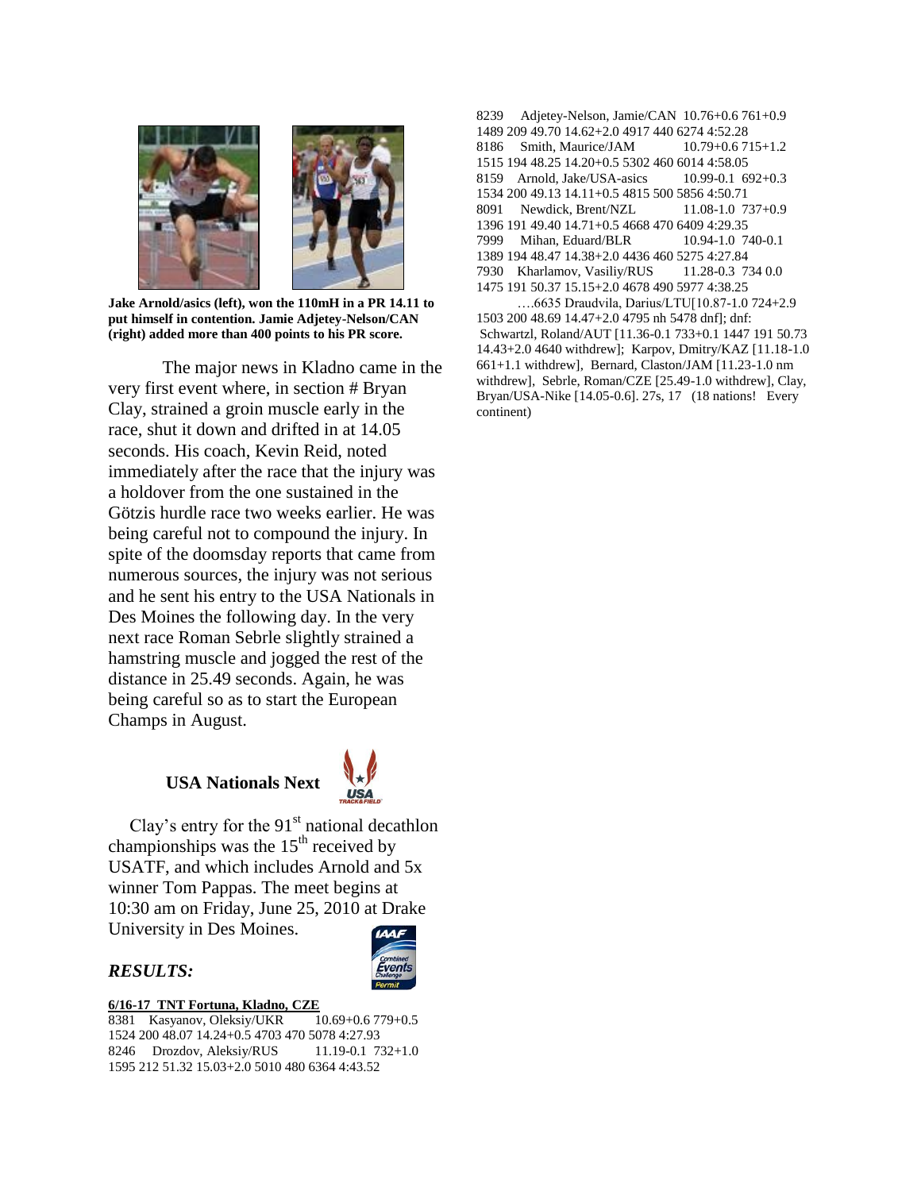**Jake Arnold/asics (left), won the 110mH in a PR 14.11 to put himself in contention. Jamie Adjetey-Nelson/CAN (right) added more than 400 points to his PR score.**

The major news in Kladno came in the very first event where, in section # Bryan Clay, strained a groin muscle early in the race, shut it down and drifted in at 14.05 seconds. His coach, Kevin Reid, noted immediately after the race that the injury was a holdover from the one sustained in the Götzis hurdle race two weeks earlier. He was being careful not to compound the injury. In spite of the doomsday reports that came from numerous sources, the injury was not serious and he sent his entry to the USA Nationals in Des Moines the following day. In the very next race Roman Sebrle slightly strained a hamstring muscle and jogged the rest of the distance in 25.49 seconds. Again, he was being careful so as to start the European Champs in August.

## USA Nationals Next

Clay's entry for the 91st national decathlon championships was the 15th received by USATF, and which includes Arnold and 5x winner Tom Pappas. The meet begins at 10:30 am on Friday, June 25, 2010 at Drake University in Des Moines.

## *RESULTS:*

**6/16-17 TNT Fortuna, Kladno, CZE**

8381 Kasyanov, Oleksiy/UKR 10.69+0.6 779+0.5 1524 200 48.07 14.24+0.5 4703 470 5078 4:27.93
8246 Drozdov, Aleksiy/RUS 11.19-0.1 732+1.0 1595 212 51.32 15.03+2.0 5010 480 6364 4:43.52
8239 Adjetey-Nelson, Jamie/CAN 10.76+0.6 761+0.9 1489 209 49.70 14.62+2.0 4917 440 6274 4:52.28
8186 Smith, Maurice/JAM 10.79+0.6 715+1.2 1515 194 48.25 14.20+0.5 5302 460 6014 4:58.05
8159 Arnold, Jake/USA-asics 10.99-0.1 692+0.3 1534 200 49.13 14.11+0.5 4815 500 5856 4:50.71
8091 Newdick, Brent/NZL 11.08-1.0 737+0.9 1396 191 49.40 14.71+0.5 4668 470 6409 4:29.35
7999 Mihan, Eduard/BLR 10.94-1.0 740-0.1 1389 194 48.47 14.38+2.0 4436 460 5275 4:27.84
7930 Kharlamov, Vasiliy/RUS 11.28-0.3 734 0.0 1475 191 50.37 15.15+2.0 4678 490 5977 4:38.25
….6635 Draudvila, Darius/LTU[10.87-1.0 724+2.9 1503 200 48.69 14.47+2.0 4795 nh 5478 dnf]; dnf: Schwartzl, Roland/AUT [11.36-0.1 733+0.1 1447 191 50.73 14.43+2.0 4640 withdrew]; Karpov, Dmitry/KAZ [11.18-1.0 661+1.1 withdrew], Bernard, Claston/JAM [11.23-1.0 nm withdrew], Sebrle, Roman/CZE [25.49-1.0 withdrew], Clay, Bryan/USA-Nike [14.05-0.6]. 27s, 17 (18 nations! Every continent)